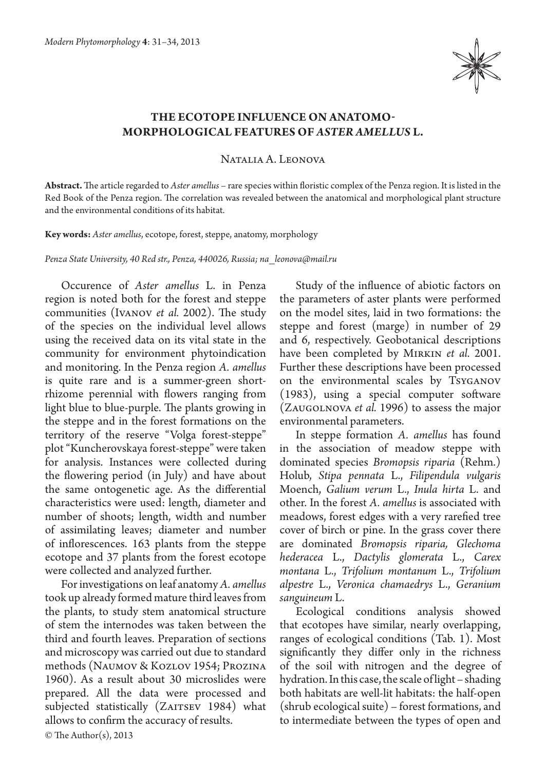# THE ECOTOPE INFLUENCE ON ANATOMO-MORPHOLOGICAL FEATURES OF *ASTER AMELLUS* L.

Natalia A. Leonova

**Abstract.** The article regarded to *Aster amellus* – rare species within floristic complex of the Penza region. It is listed in the Red Book of the Penza region. The correlation was revealed between the anatomical and morphological plant structure and the environmental conditions of its habitat.

**Key words:** *Aster amellus*, ecotope, forest, steppe, anatomy, morphology

*Penza State University, 40 Red str., Penza, 440026, Russia; na_leonova@mail.ru*

Occurence of *Aster amellus* L. in Penza region is noted both for the forest and steppe communities (Ivanov *et al.* 2002). The study of the species on the individual level allows using the received data on its vital state in the community for environment phytoindication and monitoring. In the Penza region *A. amellus* is quite rare and is a summer-green short-rhizome perennial with flowers ranging from light blue to blue-purple. The plants growing in the steppe and in the forest formations on the territory of the reserve "Volga forest-steppe" plot "Kuncherovskaya forest-steppe" were taken for analysis. Instances were collected during the flowering period (in July) and have about the same ontogenetic age. As the differential characteristics were used: length, diameter and number of shoots; length, width and number of assimilating leaves; diameter and number of inflorescences. 163 plants from the steppe ecotope and 37 plants from the forest ecotope were collected and analyzed further.

For investigations on leaf anatomy *A. amellus* took up already formed mature third leaves from the plants, to study stem anatomical structure of stem the internodes was taken between the third and fourth leaves. Preparation of sections and microscopy was carried out due to standard methods (Naumov & Kozlov 1954; Prozina 1960). As a result about 30 microslides were prepared. All the data were processed and subjected statistically (Zaitsev 1984) what allows to confirm the accuracy of results.

Study of the influence of abiotic factors on the parameters of aster plants were performed on the model sites, laid in two formations: the steppe and forest (marge) in number of 29 and 6, respectively. Geobotanical descriptions have been completed by Mirkin *et al.* 2001. Further these descriptions have been processed on the environmental scales by Tsyganov (1983), using a special computer software (Zaugolnova *et al.* 1996) to assess the major environmental parameters.

In steppe formation *A. amellus* has found in the association of meadow steppe with dominated species *Bromopsis riparia* (Rehm.) Holub, *Stipa pennata* L., *Filipendula vulgaris* Moench, *Galium verum* L., *Inula hirta* L. and other. In the forest *A. amellus* is associated with meadows, forest edges with a very rarefied tree cover of birch or pine. In the grass cover there are dominated *Bromopsis riparia, Glechoma hederacea* L., *Dactylis glomerata* L., *Carex montana* L., *Trifolium montanum* L., *Trifolium alpestre* L., *Veronica chamaedrys* L., *Geranium sanguineum* L.

Ecological conditions analysis showed that ecotopes have similar, nearly overlapping, ranges of ecological conditions (Tab. 1). Most significantly they differ only in the richness of the soil with nitrogen and the degree of hydration. In this case, the scale of light – shading both habitats are well-lit habitats: the half-open (shrub ecological suite) – forest formations, and to intermediate between the types of open and

© The Author(s), 2013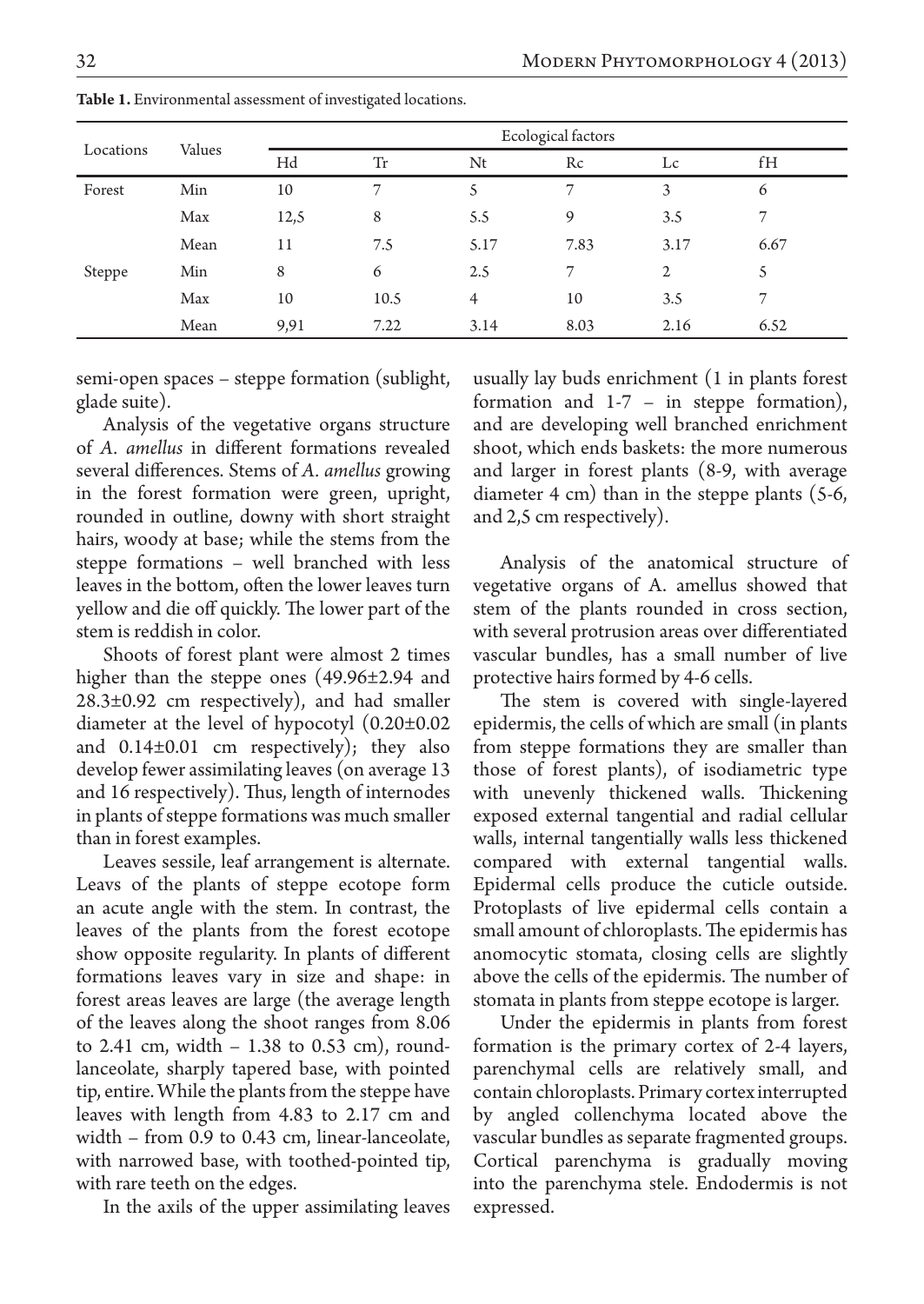**Table 1.** Environmental assessment of investigated locations.

| Locations | Values | Ecological factors | | | | | |
|---|---|---|---|---|---|---|---|
| | | Hd | Tr | Nt | Rc | Lc | fH |
| Forest | Min | 10 | 7 | 5 | 7 | 3 | 6 |
| | Max | 12,5 | 8 | 5.5 | 9 | 3.5 | 7 |
| | Mean | 11 | 7.5 | 5.17 | 7.83 | 3.17 | 6.67 |
| Steppe | Min | 8 | 6 | 2.5 | 7 | 2 | 5 |
| | Max | 10 | 10.5 | 4 | 10 | 3.5 | 7 |
| | Mean | 9,91 | 7.22 | 3.14 | 8.03 | 2.16 | 6.52 |

semi-open spaces – steppe formation (sublight, glade suite).

Analysis of the vegetative organs structure of *A. amellus* in different formations revealed several differences. Stems of *A. amellus* growing in the forest formation were green, upright, rounded in outline, downy with short straight hairs, woody at base; while the stems from the steppe formations – well branched with less leaves in the bottom, often the lower leaves turn yellow and die off quickly. The lower part of the stem is reddish in color.

Shoots of forest plant were almost 2 times higher than the steppe ones (49.96±2.94 and 28.3±0.92 cm respectively), and had smaller diameter at the level of hypocotyl (0.20±0.02 and 0.14±0.01 cm respectively); they also develop fewer assimilating leaves (on average 13 and 16 respectively). Thus, length of internodes in plants of steppe formations was much smaller than in forest examples.

Leaves sessile, leaf arrangement is alternate. Leavs of the plants of steppe ecotope form an acute angle with the stem. In contrast, the leaves of the plants from the forest ecotope show opposite regularity. In plants of different formations leaves vary in size and shape: in forest areas leaves are large (the average length of the leaves along the shoot ranges from 8.06 to 2.41 cm, width – 1.38 to 0.53 cm), round-lanceolate, sharply tapered base, with pointed tip, entire. While the plants from the steppe have leaves with length from 4.83 to 2.17 cm and width – from 0.9 to 0.43 cm, linear-lanceolate, with narrowed base, with toothed-pointed tip, with rare teeth on the edges.

In the axils of the upper assimilating leaves usually lay buds enrichment (1 in plants forest formation and 1-7 – in steppe formation), and are developing well branched enrichment shoot, which ends baskets: the more numerous and larger in forest plants (8-9, with average diameter 4 cm) than in the steppe plants (5-6, and 2,5 cm respectively).

Analysis of the anatomical structure of vegetative organs of A. amellus showed that stem of the plants rounded in cross section, with several protrusion areas over differentiated vascular bundles, has a small number of live protective hairs formed by 4-6 cells.

The stem is covered with single-layered epidermis, the cells of which are small (in plants from steppe formations they are smaller than those of forest plants), of isodiametric type with unevenly thickened walls. Thickening exposed external tangential and radial cellular walls, internal tangentially walls less thickened compared with external tangential walls. Epidermal cells produce the cuticle outside. Protoplasts of live epidermal cells contain a small amount of chloroplasts. The epidermis has anomocytic stomata, closing cells are slightly above the cells of the epidermis. The number of stomata in plants from steppe ecotope is larger.

Under the epidermis in plants from forest formation is the primary cortex of 2-4 layers, parenchymal cells are relatively small, and contain chloroplasts. Primary cortex interrupted by angled collenchyma located above the vascular bundles as separate fragmented groups. Cortical parenchyma is gradually moving into the parenchyma stele. Endodermis is not expressed.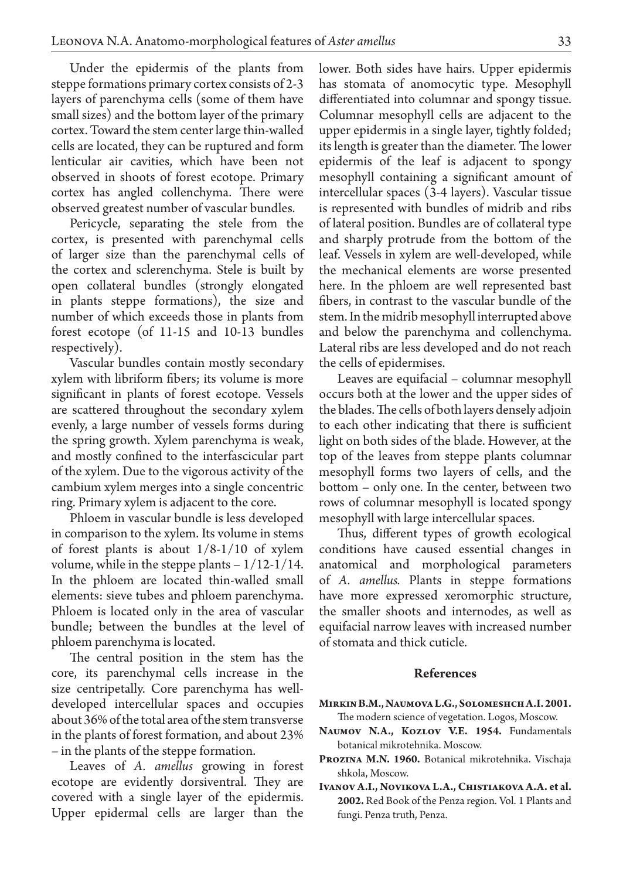Under the epidermis of the plants from steppe formations primary cortex consists of 2-3 layers of parenchyma cells (some of them have small sizes) and the bottom layer of the primary cortex. Toward the stem center large thin-walled cells are located, they can be ruptured and form lenticular air cavities, which have been not observed in shoots of forest ecotope. Primary cortex has angled collenchyma. There were observed greatest number of vascular bundles.

Pericycle, separating the stele from the cortex, is presented with parenchymal cells of larger size than the parenchymal cells of the cortex and sclerenchyma. Stele is built by open collateral bundles (strongly elongated in plants steppe formations), the size and number of which exceeds those in plants from forest ecotope (of 11-15 and 10-13 bundles respectively).

Vascular bundles contain mostly secondary xylem with libriform fibers; its volume is more significant in plants of forest ecotope. Vessels are scattered throughout the secondary xylem evenly, a large number of vessels forms during the spring growth. Xylem parenchyma is weak, and mostly confined to the interfascicular part of the xylem. Due to the vigorous activity of the cambium xylem merges into a single concentric ring. Primary xylem is adjacent to the core.

Phloem in vascular bundle is less developed in comparison to the xylem. Its volume in stems of forest plants is about 1/8-1/10 of xylem volume, while in the steppe plants – 1/12-1/14. In the phloem are located thin-walled small elements: sieve tubes and phloem parenchyma. Phloem is located only in the area of vascular bundle; between the bundles at the level of phloem parenchyma is located.

The central position in the stem has the core, its parenchymal cells increase in the size centripetally. Core parenchyma has well-developed intercellular spaces and occupies about 36% of the total area of the stem transverse in the plants of forest formation, and about 23% – in the plants of the steppe formation.

Leaves of *A. amellus* growing in forest ecotope are evidently dorsiventral. They are covered with a single layer of the epidermis. Upper epidermal cells are larger than the lower. Both sides have hairs. Upper epidermis has stomata of anomocytic type. Mesophyll differentiated into columnar and spongy tissue. Columnar mesophyll cells are adjacent to the upper epidermis in a single layer, tightly folded; its length is greater than the diameter. The lower epidermis of the leaf is adjacent to spongy mesophyll containing a significant amount of intercellular spaces (3-4 layers). Vascular tissue is represented with bundles of midrib and ribs of lateral position. Bundles are of collateral type and sharply protrude from the bottom of the leaf. Vessels in xylem are well-developed, while the mechanical elements are worse presented here. In the phloem are well represented bast fibers, in contrast to the vascular bundle of the stem. In the midrib mesophyll interrupted above and below the parenchyma and collenchyma. Lateral ribs are less developed and do not reach the cells of epidermises.

Leaves are equifacial – columnar mesophyll occurs both at the lower and the upper sides of the blades. The cells of both layers densely adjoin to each other indicating that there is sufficient light on both sides of the blade. However, at the top of the leaves from steppe plants columnar mesophyll forms two layers of cells, and the bottom – only one. In the center, between two rows of columnar mesophyll is located spongy mesophyll with large intercellular spaces.

Thus, different types of growth ecological conditions have caused essential changes in anatomical and morphological parameters of *A. amellus.* Plants in steppe formations have more expressed xeromorphic structure, the smaller shoots and internodes, as well as equifacial narrow leaves with increased number of stomata and thick cuticle.

## References

**Mirkin B.M., Naumova L.G., Solomeshch A.I. 2001.** The modern science of vegetation. Logos, Moscow.

**Naumov N.A., Kozlov V.E. 1954.** Fundamentals botanical mikrotehnika. Moscow.

**Prozina M.N. 1960.** Botanical mikrotehnika. Vischaja shkola, Moscow.

**Ivanov A.I., Novikova L.A., Chistiakova A.A. et al. 2002.** Red Book of the Penza region. Vol. 1 Plants and fungi. Penza truth, Penza.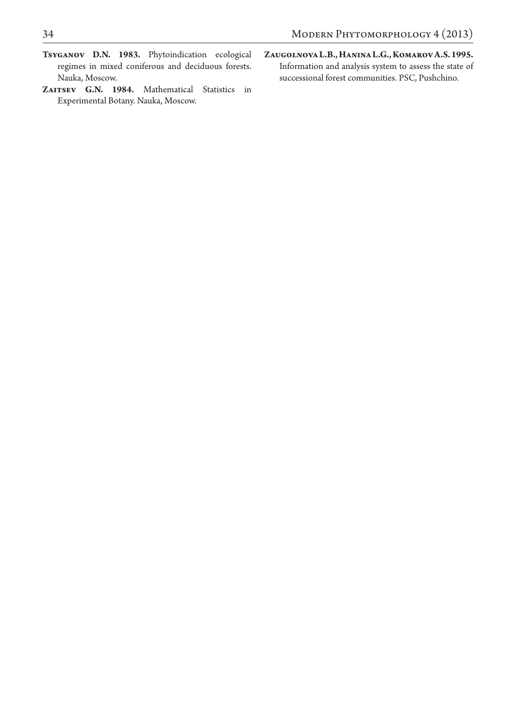**Tsyganov D.N. 1983.** Phytoindication ecological regimes in mixed coniferous and deciduous forests. Nauka, Moscow.

**Zaitsev G.N. 1984.** Mathematical Statistics in Experimental Botany. Nauka, Moscow.

**Zaugolnova L.B., Hanina L.G., Komarov A.S. 1995.** Information and analysis system to assess the state of successional forest communities. PSC, Pushchino.